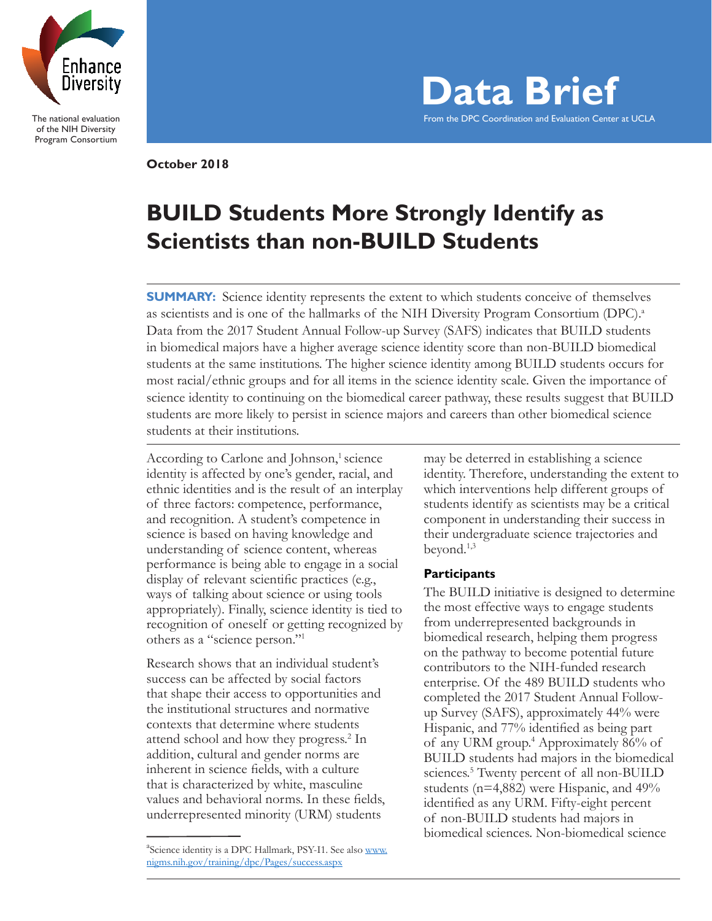Enhance Diversity

The national evaluation of the NIH Diversity Program Consortium

# Data Brief

From the DPC Coordination and Evaluation Center at UCLA

**October 2018**

# BUILD Students More Strongly Identify as Scientists than non-BUILD Students

**SUMMARY:** Science identity represents the extent to which students conceive of themselves as scientists and is one of the hallmarks of the NIH Diversity Program Consortium (DPC).[a] Data from the 2017 Student Annual Follow-up Survey (SAFS) indicates that BUILD students in biomedical majors have a higher average science identity score than non-BUILD biomedical students at the same institutions. The higher science identity among BUILD students occurs for most racial/ethnic groups and for all items in the science identity scale. Given the importance of science identity to continuing on the biomedical career pathway, these results suggest that BUILD students are more likely to persist in science majors and careers than other biomedical science students at their institutions.

According to Carlone and Johnson,[1] science identity is affected by one's gender, racial, and ethnic identities and is the result of an interplay of three factors: competence, performance, and recognition. A student's competence in science is based on having knowledge and understanding of science content, whereas performance is being able to engage in a social display of relevant scientific practices (e.g., ways of talking about science or using tools appropriately). Finally, science identity is tied to recognition of oneself or getting recognized by others as a "science person."[1]

Research shows that an individual student's success can be affected by social factors that shape their access to opportunities and the institutional structures and normative contexts that determine where students attend school and how they progress.[2] In addition, cultural and gender norms are inherent in science fields, with a culture that is characterized by white, masculine values and behavioral norms. In these fields, underrepresented minority (URM) students may be deterred in establishing a science identity. Therefore, understanding the extent to which interventions help different groups of students identify as scientists may be a critical component in understanding their success in their undergraduate science trajectories and beyond.[1,3]

### Participants

The BUILD initiative is designed to determine the most effective ways to engage students from underrepresented backgrounds in biomedical research, helping them progress on the pathway to become potential future contributors to the NIH-funded research enterprise. Of the 489 BUILD students who completed the 2017 Student Annual Follow-up Survey (SAFS), approximately 44% were Hispanic, and 77% identified as being part of any URM group.[4] Approximately 86% of BUILD students had majors in the biomedical sciences.[5] Twenty percent of all non-BUILD students (n=4,882) were Hispanic, and 49% identified as any URM. Fifty-eight percent of non-BUILD students had majors in biomedical sciences. Non-biomedical science

---

[a] Science identity is a DPC Hallmark, PSY-I1. See also www.nigms.nih.gov/training/dpc/Pages/success.aspx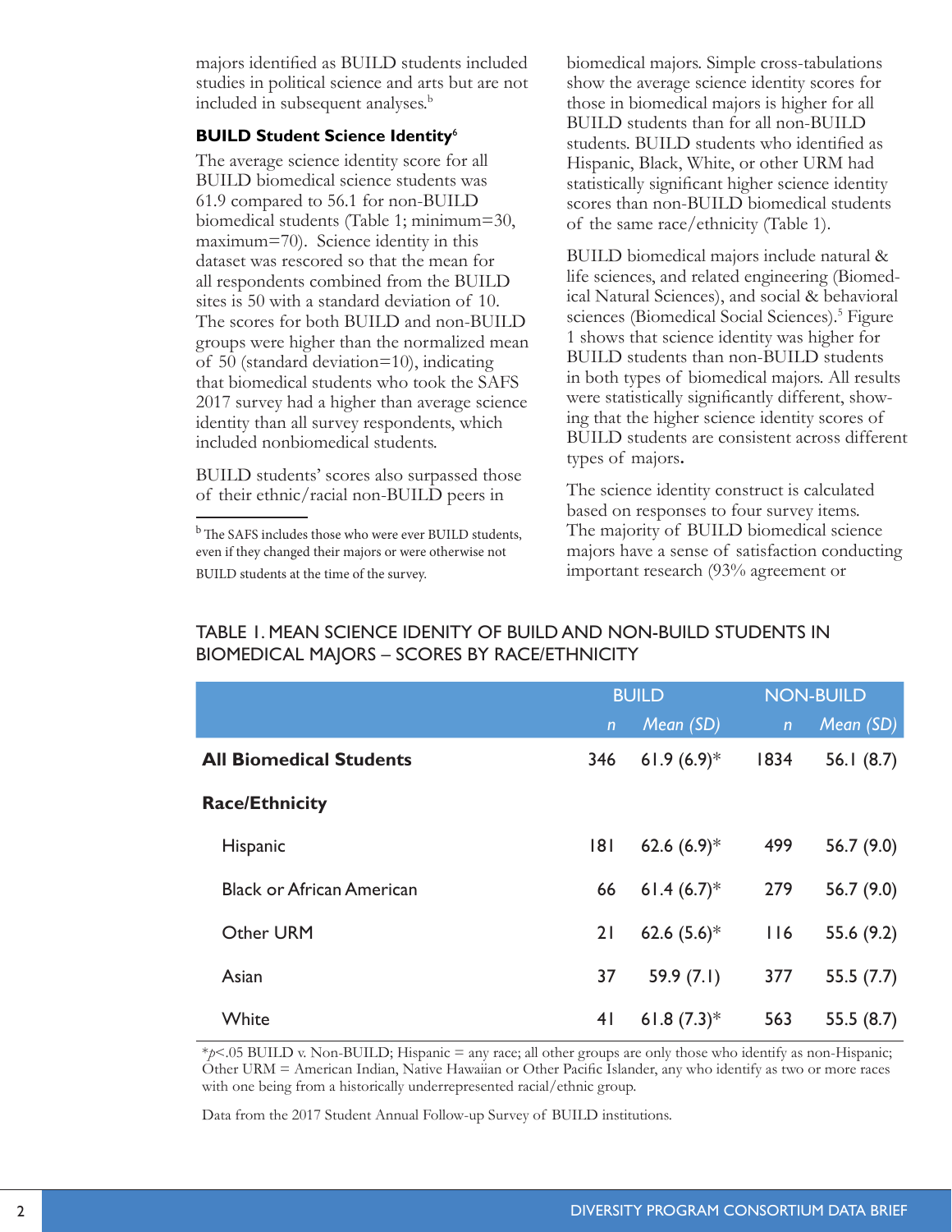majors identified as BUILD students included studies in political science and arts but are not included in subsequent analyses.[b]

### BUILD Student Science Identity[6]

The average science identity score for all BUILD biomedical science students was 61.9 compared to 56.1 for non-BUILD biomedical students (Table 1; minimum=30, maximum=70). Science identity in this dataset was rescored so that the mean for all respondents combined from the BUILD sites is 50 with a standard deviation of 10. The scores for both BUILD and non-BUILD groups were higher than the normalized mean of 50 (standard deviation=10), indicating that biomedical students who took the SAFS 2017 survey had a higher than average science identity than all survey respondents, which included nonbiomedical students.

BUILD students' scores also surpassed those of their ethnic/racial non-BUILD peers in biomedical majors. Simple cross-tabulations show the average science identity scores for those in biomedical majors is higher for all BUILD students than for all non-BUILD students. BUILD students who identified as Hispanic, Black, White, or other URM had statistically significant higher science identity scores than non-BUILD biomedical students of the same race/ethnicity (Table 1).

BUILD biomedical majors include natural & life sciences, and related engineering (Biomedical Natural Sciences), and social & behavioral sciences (Biomedical Social Sciences).[5] Figure 1 shows that science identity was higher for BUILD students than non-BUILD students in both types of biomedical majors. All results were statistically significantly different, showing that the higher science identity scores of BUILD students are consistent across different types of majors.

The science identity construct is calculated based on responses to four survey items. The majority of BUILD biomedical science majors have a sense of satisfaction conducting important research (93% agreement or

[b] The SAFS includes those who were ever BUILD students, even if they changed their majors or were otherwise not BUILD students at the time of the survey.

### TABLE 1. MEAN SCIENCE IDENITY OF BUILD AND NON-BUILD STUDENTS IN BIOMEDICAL MAJORS – SCORES BY RACE/ETHNICITY

| | BUILD | | NON-BUILD | |
|---|---|---|---|---|
| | *n* | *Mean (SD)* | *n* | *Mean (SD)* |
| **All Biomedical Students** | 346 | 61.9 (6.9)* | 1834 | 56.1 (8.7) |
| **Race/Ethnicity** | | | | |
| Hispanic | 181 | 62.6 (6.9)* | 499 | 56.7 (9.0) |
| Black or African American | 66 | 61.4 (6.7)* | 279 | 56.7 (9.0) |
| Other URM | 21 | 62.6 (5.6)* | 116 | 55.6 (9.2) |
| Asian | 37 | 59.9 (7.1) | 377 | 55.5 (7.7) |
| White | 41 | 61.8 (7.3)* | 563 | 55.5 (8.7) |

*$p$<.05 BUILD v. Non-BUILD; Hispanic = any race; all other groups are only those who identify as non-Hispanic; Other URM = American Indian, Native Hawaiian or Other Pacific Islander, any who identify as two or more races with one being from a historically underrepresented racial/ethnic group.

Data from the 2017 Student Annual Follow-up Survey of BUILD institutions.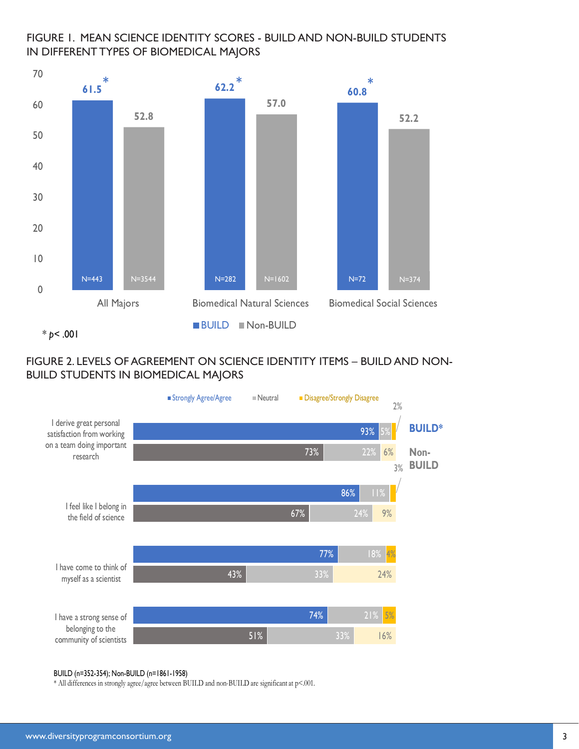FIGURE 1. MEAN SCIENCE IDENTITY SCORES - BUILD AND NON-BUILD STUDENTS IN DIFFERENT TYPES OF BIOMEDICAL MAJORS

| | BUILD | Non-BUILD |
|---|---|---|
| All Majors | 61.5* (N=443) | 52.8 (N=3544) |
| Biomedical Natural Sciences | 62.2* (N=282) | 57.0 (N=1602) |
| Biomedical Social Sciences | 60.8* (N=72) | 52.2 (N=374) |

* $p < .001$

FIGURE 2. LEVELS OF AGREEMENT ON SCIENCE IDENTITY ITEMS – BUILD AND NON-BUILD STUDENTS IN BIOMEDICAL MAJORS

| Item | Group | Strongly Agree/Agree | Neutral | Disagree/Strongly Disagree |
|---|---|---|---|---|
| I derive great personal satisfaction from working on a team doing important research | BUILD* | 93% | 5% | 2% |
| | Non-BUILD | 73% | 22% | 6% |
| I feel like I belong in the field of science | BUILD* | 86% | 11% | 3% |
| | Non-BUILD | 67% | 24% | 9% |
| I have come to think of myself as a scientist | BUILD* | 77% | 18% | 4% |
| | Non-BUILD | 43% | 33% | 24% |
| I have a strong sense of belonging to the community of scientists | BUILD* | 74% | 21% | 5% |
| | Non-BUILD | 51% | 33% | 16% |

BUILD (n=352-354); Non-BUILD (n=1861-1958)

* All differences in strongly agree/agree between BUILD and non-BUILD are significant at $p<.001$.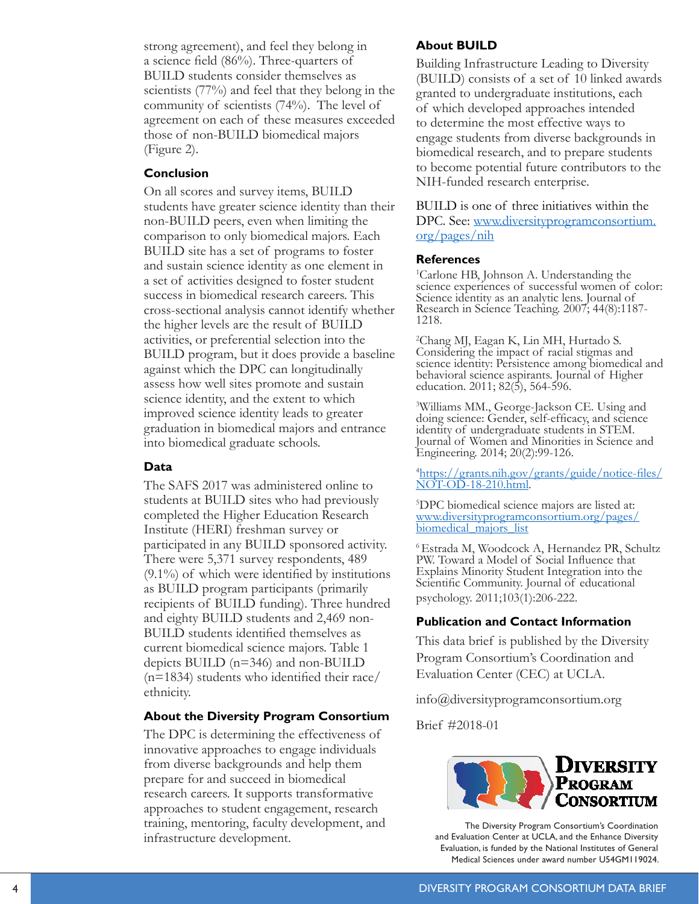strong agreement), and feel they belong in a science field (86%). Three-quarters of BUILD students consider themselves as scientists (77%) and feel that they belong in the community of scientists (74%). The level of agreement on each of these measures exceeded those of non-BUILD biomedical majors (Figure 2).

### Conclusion

On all scores and survey items, BUILD students have greater science identity than their non-BUILD peers, even when limiting the comparison to only biomedical majors. Each BUILD site has a set of programs to foster and sustain science identity as one element in a set of activities designed to foster student success in biomedical research careers. This cross-sectional analysis cannot identify whether the higher levels are the result of BUILD activities, or preferential selection into the BUILD program, but it does provide a baseline against which the DPC can longitudinally assess how well sites promote and sustain science identity, and the extent to which improved science identity leads to greater graduation in biomedical majors and entrance into biomedical graduate schools.

### Data

The SAFS 2017 was administered online to students at BUILD sites who had previously completed the Higher Education Research Institute (HERI) freshman survey or participated in any BUILD sponsored activity. There were 5,371 survey respondents, 489 (9.1%) of which were identified by institutions as BUILD program participants (primarily recipients of BUILD funding). Three hundred and eighty BUILD students and 2,469 non-BUILD students identified themselves as current biomedical science majors. Table 1 depicts BUILD (n=346) and non-BUILD (n=1834) students who identified their race/ethnicity.

### About the Diversity Program Consortium

The DPC is determining the effectiveness of innovative approaches to engage individuals from diverse backgrounds and help them prepare for and succeed in biomedical research careers. It supports transformative approaches to student engagement, research training, mentoring, faculty development, and infrastructure development.

### About BUILD

Building Infrastructure Leading to Diversity (BUILD) consists of a set of 10 linked awards granted to undergraduate institutions, each of which developed approaches intended to determine the most effective ways to engage students from diverse backgrounds in biomedical research, and to prepare students to become potential future contributors to the NIH-funded research enterprise.

BUILD is one of three initiatives within the DPC. See: www.diversityprogramconsortium.org/pages/nih

### References

[1]Carlone HB, Johnson A. Understanding the science experiences of successful women of color: Science identity as an analytic lens. Journal of Research in Science Teaching. 2007; 44(8):1187-1218.

[2]Chang MJ, Eagan K, Lin MH, Hurtado S. Considering the impact of racial stigmas and science identity: Persistence among biomedical and behavioral science aspirants. Journal of Higher education. 2011; 82(5), 564-596.

[3]Williams MM., George-Jackson CE. Using and doing science: Gender, self-efficacy, and science identity of undergraduate students in STEM. Journal of Women and Minorities in Science and Engineering. 2014; 20(2):99-126.

[4]https://grants.nih.gov/grants/guide/notice-files/NOT-OD-18-210.html.

[5]DPC biomedical science majors are listed at: www.diversityprogramconsortium.org/pages/biomedical_majors_list

[6] Estrada M, Woodcock A, Hernandez PR, Schultz PW. Toward a Model of Social Influence that Explains Minority Student Integration into the Scientific Community. Journal of educational psychology. 2011;103(1):206-222.

### Publication and Contact Information

This data brief is published by the Diversity Program Consortium's Coordination and Evaluation Center (CEC) at UCLA.

info@diversityprogramconsortium.org

Brief #2018-01

Diversity Program Consortium

The Diversity Program Consortium's Coordination and Evaluation Center at UCLA, and the Enhance Diversity Evaluation, is funded by the National Institutes of General Medical Sciences under award number U54GM119024.